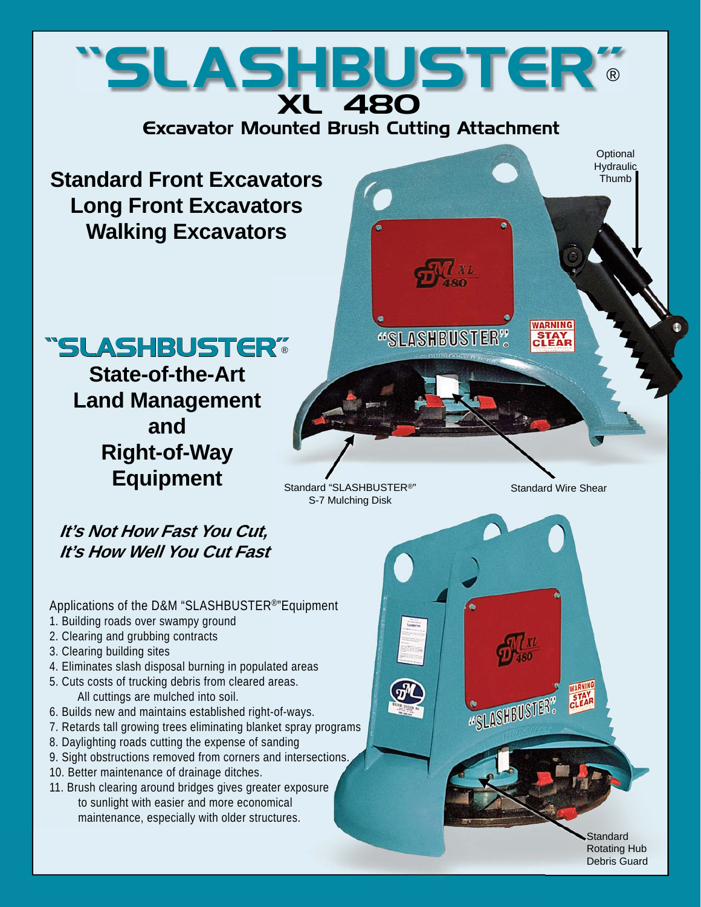# "SLASHBUSTER"®

## XL 480

### Excavator Mounted Brush Cutting Attachment

**Standard Front Excavators**
**Long Front Excavators**
**Walking Excavators**

Optional Hydraulic Thumb

## "SLASHBUSTER"®

**State-of-the-Art Land Management and Right-of-Way Equipment**

Standard "SLASHBUSTER®" S-7 Mulching Disk

Standard Wire Shear

***It's Not How Fast You Cut, It's How Well You Cut Fast***

Applications of the D&M "SLASHBUSTER®" Equipment

1. Building roads over swampy ground
2. Clearing and grubbing contracts
3. Clearing building sites
4. Eliminates slash disposal burning in populated areas
5. Cuts costs of trucking debris from cleared areas. All cuttings are mulched into soil.
6. Builds new and maintains established right-of-ways.
7. Retards tall growing trees eliminating blanket spray programs
8. Daylighting roads cutting the expense of sanding
9. Sight obstructions removed from corners and intersections.
10. Better maintenance of drainage ditches.
11. Brush clearing around bridges gives greater exposure to sunlight with easier and more economical maintenance, especially with older structures.

Standard Rotating Hub Debris Guard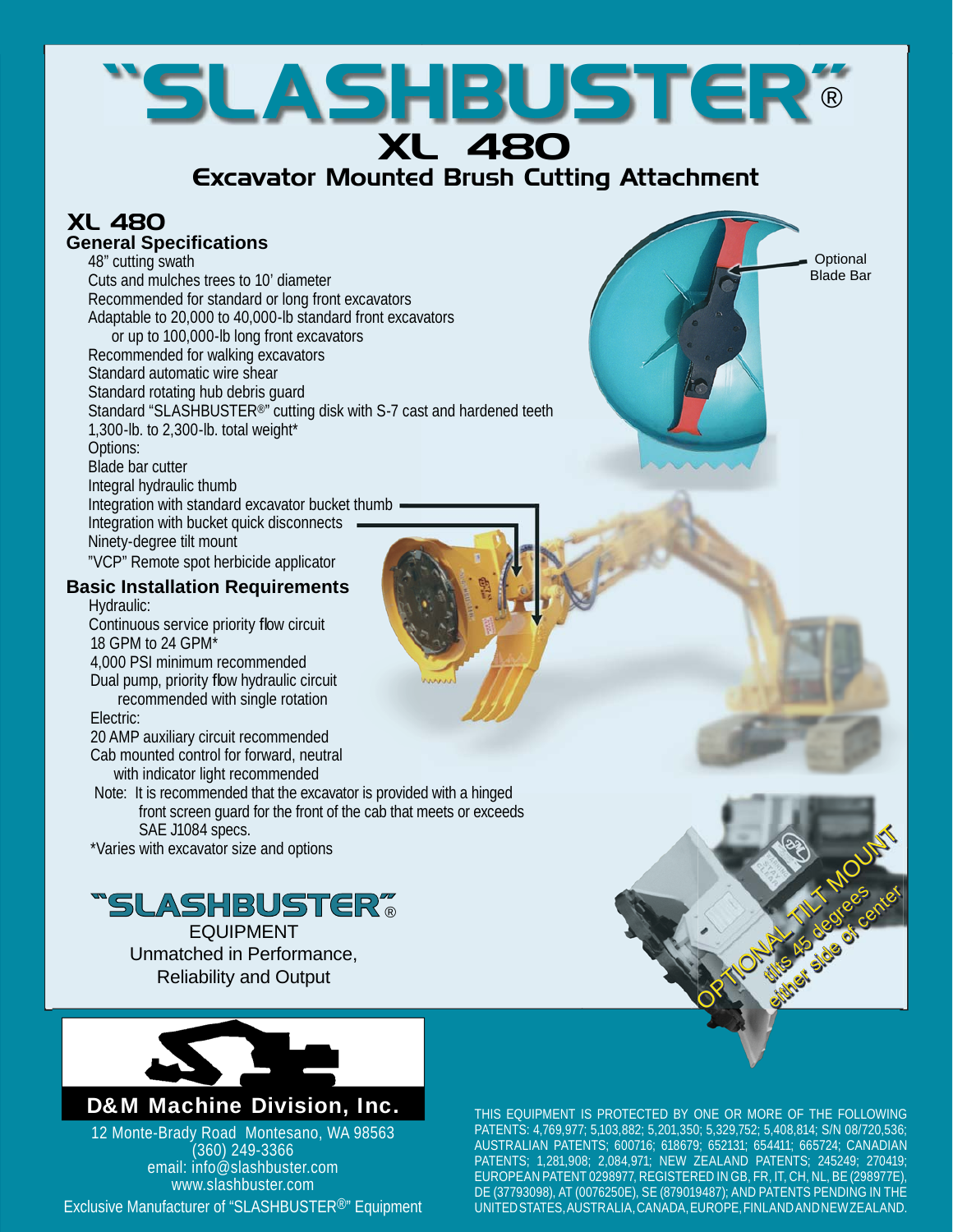# "SLASHBUSTER"®

## XL 480

## Excavator Mounted Brush Cutting Attachment

### XL 480

### General Specifications

48" cutting swath
Cuts and mulches trees to 10' diameter
Recommended for standard or long front excavators
Adaptable to 20,000 to 40,000-lb standard front excavators
or up to 100,000-lb long front excavators
Recommended for walking excavators
Standard automatic wire shear
Standard rotating hub debris guard
Standard "SLASHBUSTER®" cutting disk with S-7 cast and hardened teeth
1,300-lb. to 2,300-lb. total weight*
Options:
Blade bar cutter
Integral hydraulic thumb
Integration with standard excavator bucket thumb
Integration with bucket quick disconnects
Ninety-degree tilt mount
"VCP" Remote spot herbicide applicator

Optional Blade Bar

### Basic Installation Requirements

Hydraulic:
Continuous service priority flow circuit
18 GPM to 24 GPM*
4,000 PSI minimum recommended
Dual pump, priority flow hydraulic circuit
recommended with single rotation
Electric:
20 AMP auxiliary circuit recommended
Cab mounted control for forward, neutral
with indicator light recommended
Note: It is recommended that the excavator is provided with a hinged front screen guard for the front of the cab that meets or exceeds SAE J1084 specs.
*Varies with excavator size and options

OPTIONAL TILT MOUNT
tilts 45 degrees either side of center

"SLASHBUSTER"®
EQUIPMENT
Unmatched in Performance,
Reliability and Output

**D&M Machine Division, Inc.**
12 Monte-Brady Road Montesano, WA 98563
(360) 249-3366
email: info@slashbuster.com
www.slashbuster.com
Exclusive Manufacturer of "SLASHBUSTER®" Equipment

THIS EQUIPMENT IS PROTECTED BY ONE OR MORE OF THE FOLLOWING PATENTS: 4,769,977; 5,103,882; 5,201,350; 5,329,752; 5,408,814; S/N 08/720,536; AUSTRALIAN PATENTS; 600716; 618679; 652131; 654411; 665724; CANADIAN PATENTS; 1,281,908; 2,084,971; NEW ZEALAND PATENTS; 245249; 270419; EUROPEAN PATENT 0298977, REGISTERED IN GB, FR, IT, CH, NL, BE (298977E), DE (37793098), AT (0076250E), SE (879019487); AND PATENTS PENDING IN THE UNITED STATES, AUSTRALIA, CANADA, EUROPE, FINLAND AND NEW ZEALAND.